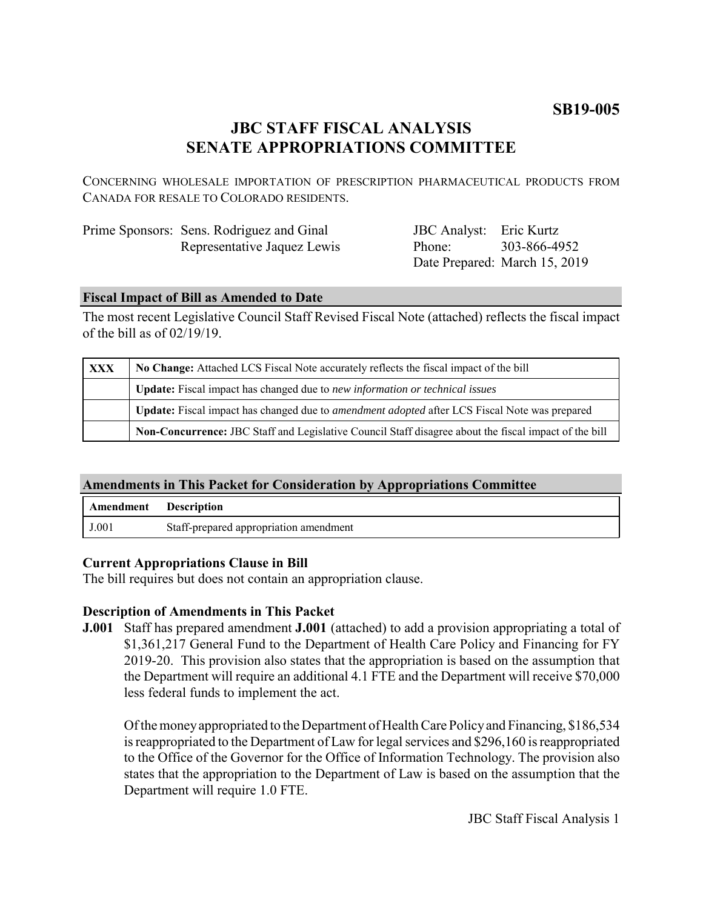**SB19-005**

# JBC STAFF FISCAL ANALYSIS
# SENATE APPROPRIATIONS COMMITTEE

CONCERNING WHOLESALE IMPORTATION OF PRESCRIPTION PHARMACEUTICAL PRODUCTS FROM CANADA FOR RESALE TO COLORADO RESIDENTS.

| | | | |
|---|---|---|---|
| Prime Sponsors: | Sens. Rodriguez and Ginal | JBC Analyst: | Eric Kurtz |
| | Representative Jaquez Lewis | Phone: | 303-866-4952 |
| | | Date Prepared: | March 15, 2019 |

## Fiscal Impact of Bill as Amended to Date

The most recent Legislative Council Staff Revised Fiscal Note (attached) reflects the fiscal impact of the bill as of 02/19/19.

| | |
|---|---|
| XXX | **No Change:** Attached LCS Fiscal Note accurately reflects the fiscal impact of the bill |
| | **Update:** Fiscal impact has changed due to *new information or technical issues* |
| | **Update:** Fiscal impact has changed due to *amendment adopted* after LCS Fiscal Note was prepared |
| | **Non-Concurrence:** JBC Staff and Legislative Council Staff disagree about the fiscal impact of the bill |

## Amendments in This Packet for Consideration by Appropriations Committee

| Amendment | Description |
|---|---|
| J.001 | Staff-prepared appropriation amendment |

### Current Appropriations Clause in Bill

The bill requires but does not contain an appropriation clause.

### Description of Amendments in This Packet

**J.001** Staff has prepared amendment **J.001** (attached) to add a provision appropriating a total of $1,361,217 General Fund to the Department of Health Care Policy and Financing for FY 2019-20. This provision also states that the appropriation is based on the assumption that the Department will require an additional 4.1 FTE and the Department will receive $70,000 less federal funds to implement the act.

Of the money appropriated to the Department of Health Care Policy and Financing, $186,534 is reappropriated to the Department of Law for legal services and $296,160 is reappropriated to the Office of the Governor for the Office of Information Technology. The provision also states that the appropriation to the Department of Law is based on the assumption that the Department will require 1.0 FTE.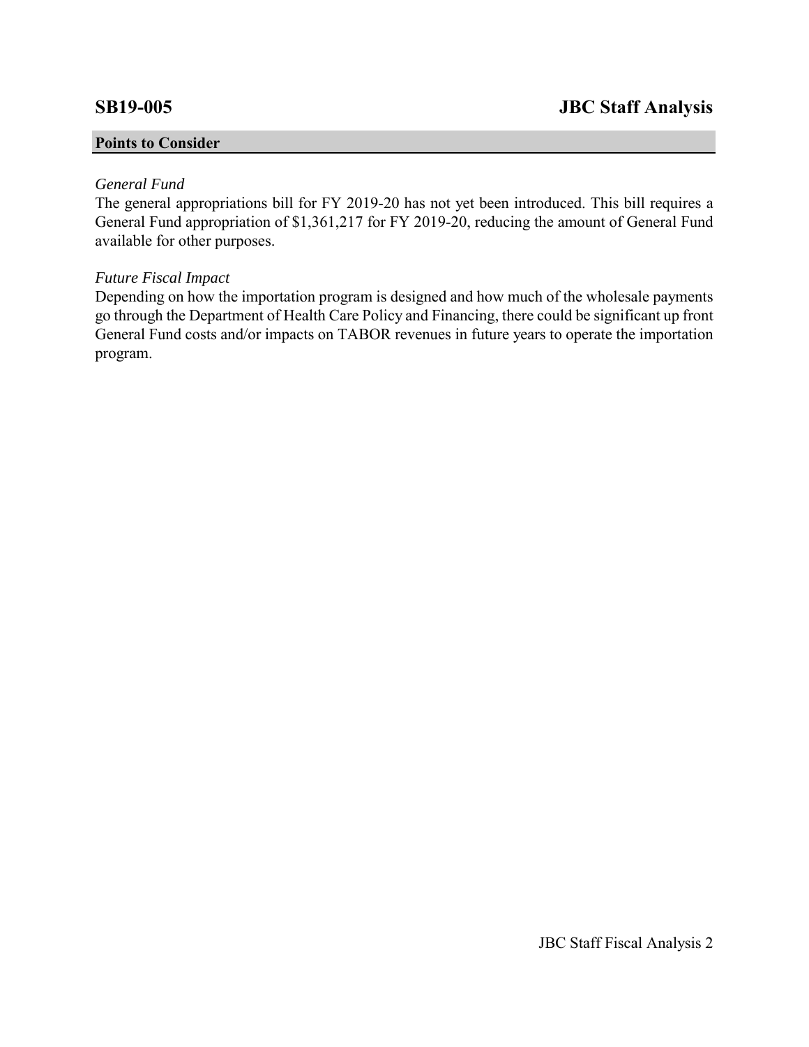## Points to Consider

*General Fund*

The general appropriations bill for FY 2019-20 has not yet been introduced. This bill requires a General Fund appropriation of $1,361,217 for FY 2019-20, reducing the amount of General Fund available for other purposes.

*Future Fiscal Impact*

Depending on how the importation program is designed and how much of the wholesale payments go through the Department of Health Care Policy and Financing, there could be significant up front General Fund costs and/or impacts on TABOR revenues in future years to operate the importation program.